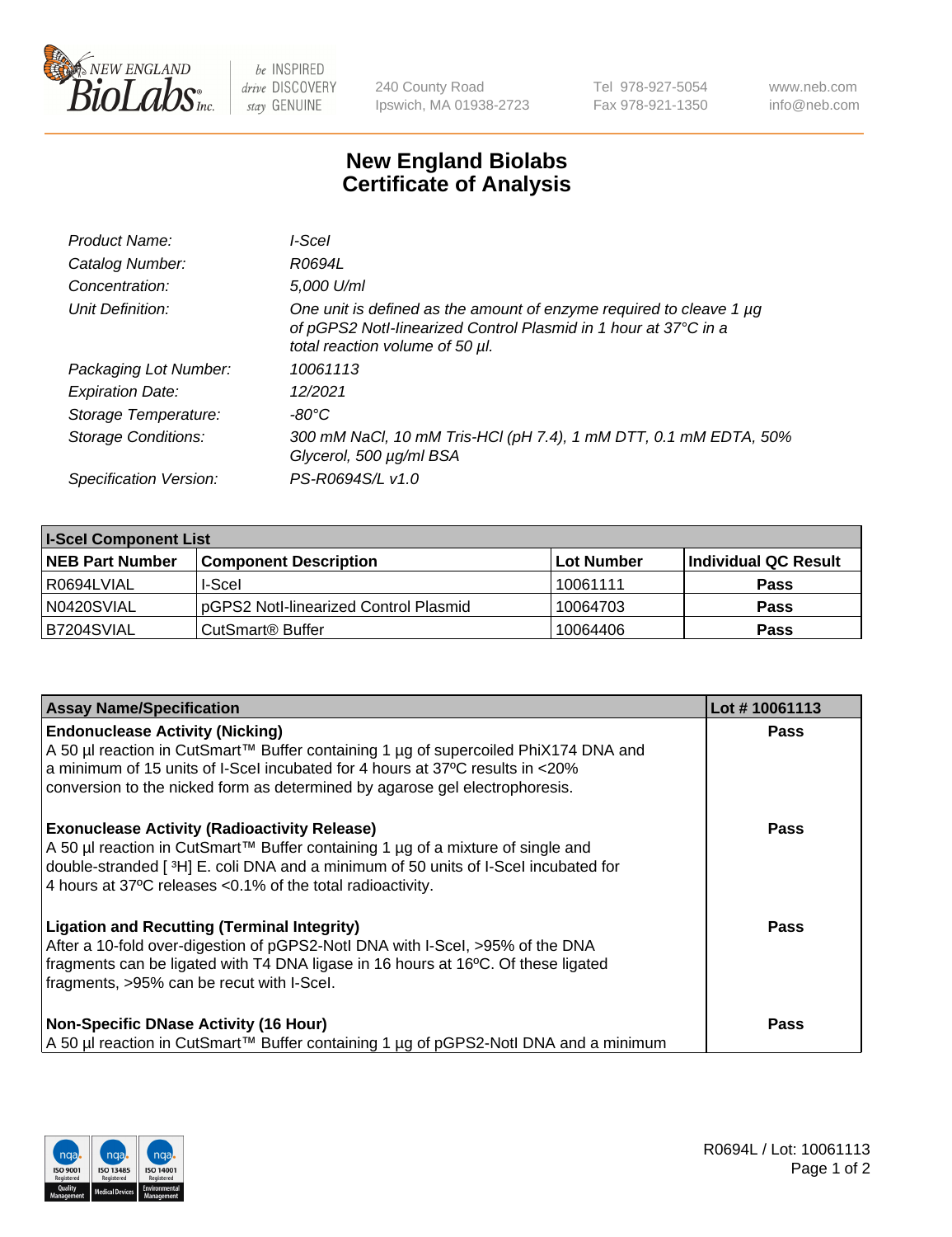# New England Biolabs Certificate of Analysis

| | |
|---|---|
| *Product Name:* | *I-SceI* |
| *Catalog Number:* | *R0694L* |
| *Concentration:* | *5,000 U/ml* |
| *Unit Definition:* | *One unit is defined as the amount of enzyme required to cleave 1 µg of pGPS2 NotI-linearized Control Plasmid in 1 hour at 37°C in a total reaction volume of 50 µl.* |
| *Packaging Lot Number:* | *10061113* |
| *Expiration Date:* | *12/2021* |
| *Storage Temperature:* | *-80°C* |
| *Storage Conditions:* | *300 mM NaCl, 10 mM Tris-HCl (pH 7.4), 1 mM DTT, 0.1 mM EDTA, 50% Glycerol, 500 µg/ml BSA* |
| *Specification Version:* | *PS-R0694S/L v1.0* |

| I-SceI Component List | | | |
|---|---|---|---|
| **NEB Part Number** | **Component Description** | **Lot Number** | **Individual QC Result** |
| R0694LVIAL | I-SceI | 10061111 | **Pass** |
| N0420SVIAL | pGPS2 NotI-linearized Control Plasmid | 10064703 | **Pass** |
| B7204SVIAL | CutSmart® Buffer | 10064406 | **Pass** |

| Assay Name/Specification | Lot # 10061113 |
|---|---|
| **Endonuclease Activity (Nicking)** A 50 µl reaction in CutSmart™ Buffer containing 1 µg of supercoiled PhiX174 DNA and a minimum of 15 units of I-SceI incubated for 4 hours at 37ºC results in <20% conversion to the nicked form as determined by agarose gel electrophoresis. | **Pass** |
| **Exonuclease Activity (Radioactivity Release)** A 50 µl reaction in CutSmart™ Buffer containing 1 µg of a mixture of single and double-stranded [ $^{3}$H] E. coli DNA and a minimum of 50 units of I-SceI incubated for 4 hours at 37ºC releases <0.1% of the total radioactivity. | **Pass** |
| **Ligation and Recutting (Terminal Integrity)** After a 10-fold over-digestion of pGPS2-NotI DNA with I-SceI, >95% of the DNA fragments can be ligated with T4 DNA ligase in 16 hours at 16ºC. Of these ligated fragments, >95% can be recut with I-SceI. | **Pass** |
| **Non-Specific DNase Activity (16 Hour)** A 50 µl reaction in CutSmart™ Buffer containing 1 µg of pGPS2-NotI DNA and a minimum | **Pass** |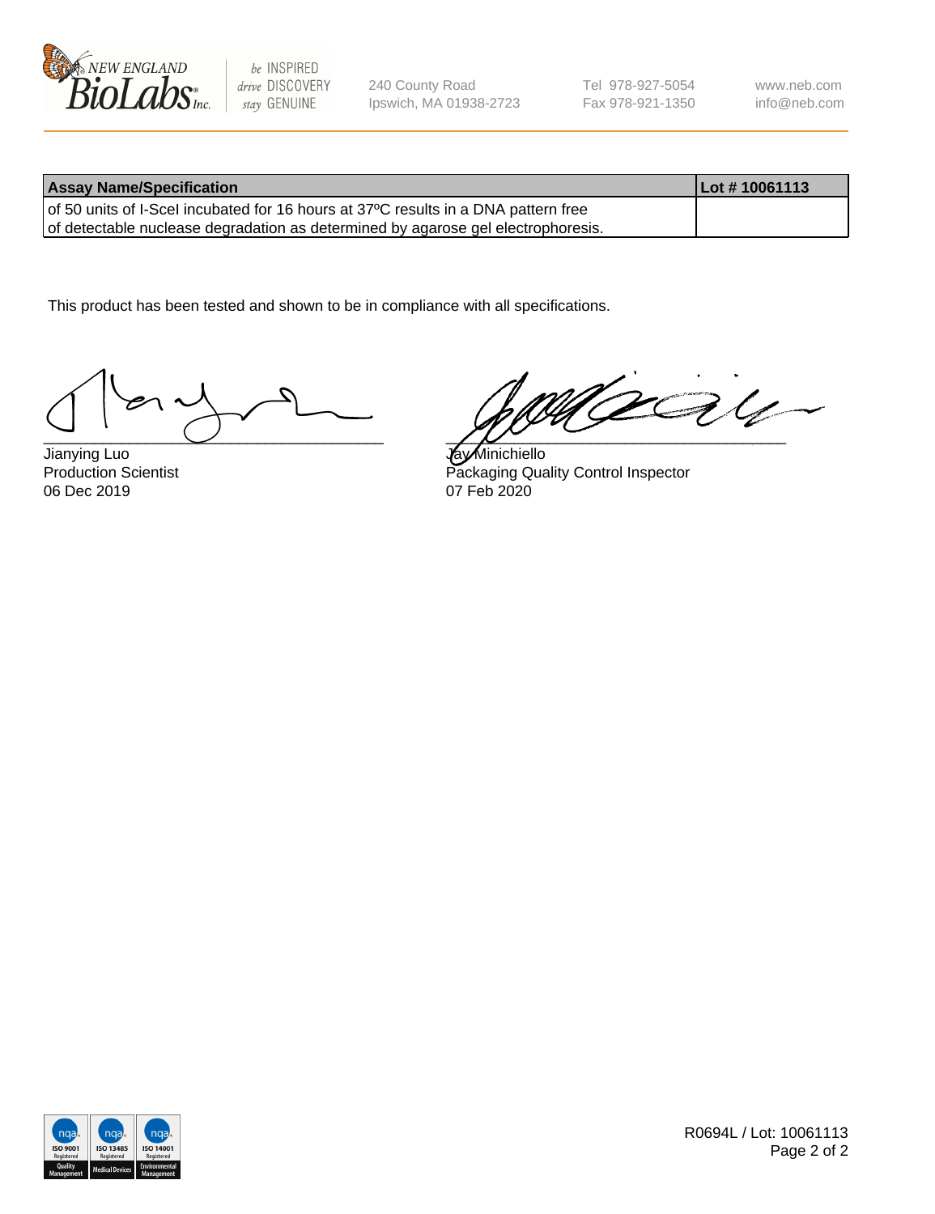240 County Road
Ipswich, MA 01938-2723

Tel 978-927-5054
Fax 978-921-1350

www.neb.com
info@neb.com

| Assay Name/Specification | Lot # 10061113 |
| --- | --- |
| of 50 units of I-SceI incubated for 16 hours at 37ºC results in a DNA pattern free of detectable nuclease degradation as determined by agarose gel electrophoresis. | |

This product has been tested and shown to be in compliance with all specifications.

Jianying Luo
Production Scientist
06 Dec 2019

Jay Minichiello
Packaging Quality Control Inspector
07 Feb 2020

R0694L / Lot: 10061113